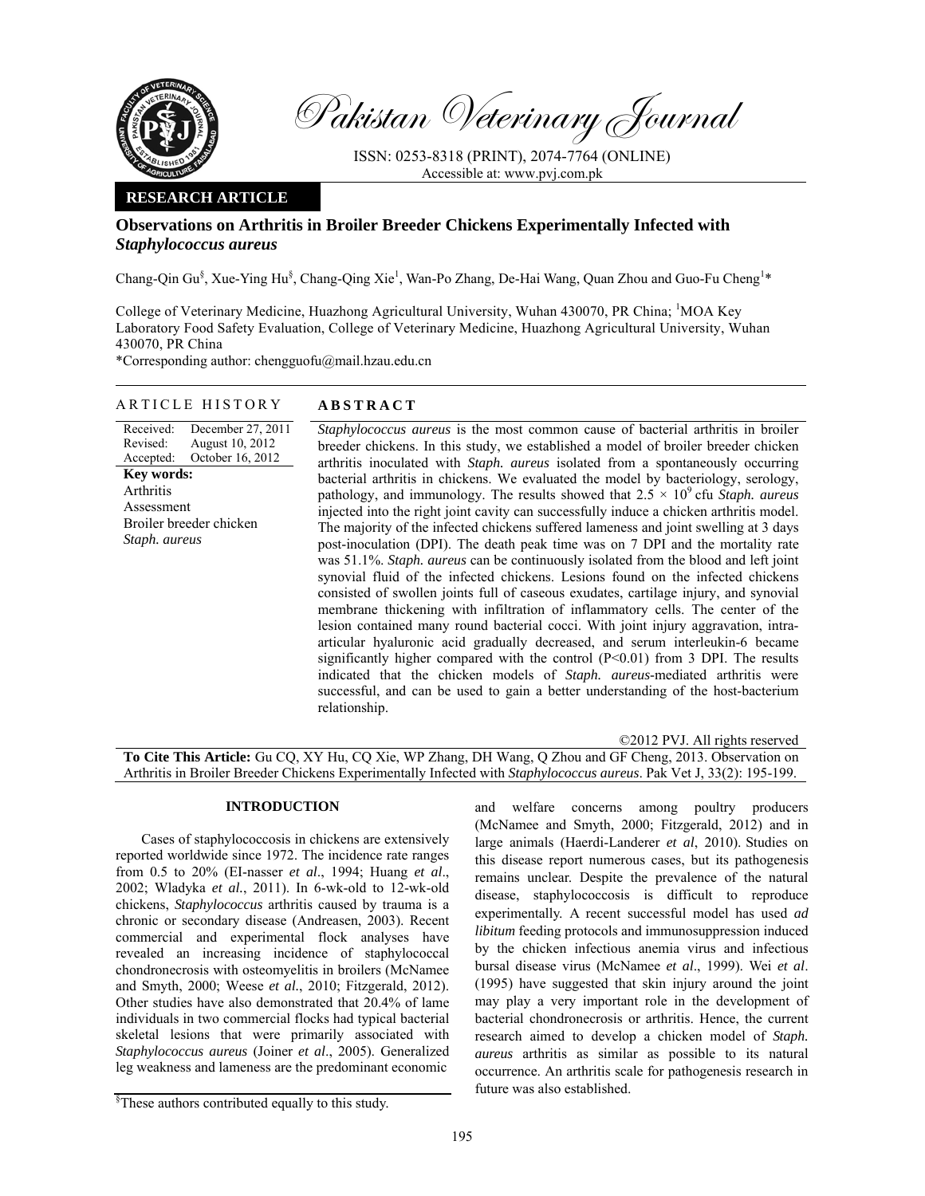Pakistan Veterinary Journal

ISSN: 0253-8318 (PRINT), 2074-7764 (ONLINE)
Accessible at: www.pvj.com.pk

**RESEARCH ARTICLE**

# Observations on Arthritis in Broiler Breeder Chickens Experimentally Infected with *Staphylococcus aureus*

Chang-Qin Gu[§], Xue-Ying Hu[§], Chang-Qing Xie[1], Wan-Po Zhang, De-Hai Wang, Quan Zhou and Guo-Fu Cheng[1]*

College of Veterinary Medicine, Huazhong Agricultural University, Wuhan 430070, PR China; [1]MOA Key Laboratory Food Safety Evaluation, College of Veterinary Medicine, Huazhong Agricultural University, Wuhan 430070, PR China

*Corresponding author: chengguofu@mail.hzau.edu.cn

## ARTICLE HISTORY

| | |
|---|---|
| Received: | December 27, 2011 |
| Revised: | August 10, 2012 |
| Accepted: | October 16, 2012 |

**Key words:**
Arthritis
Assessment
Broiler breeder chicken
*Staph. aureus*

## ABSTRACT

*Staphylococcus aureus* is the most common cause of bacterial arthritis in broiler breeder chickens. In this study, we established a model of broiler breeder chicken arthritis inoculated with *Staph. aureus* isolated from a spontaneously occurring bacterial arthritis in chickens. We evaluated the model by bacteriology, serology, pathology, and immunology. The results showed that $2.5 \times 10^9$ cfu *Staph. aureus* injected into the right joint cavity can successfully induce a chicken arthritis model. The majority of the infected chickens suffered lameness and joint swelling at 3 days post-inoculation (DPI). The death peak time was on 7 DPI and the mortality rate was 51.1%. *Staph. aureus* can be continuously isolated from the blood and left joint synovial fluid of the infected chickens. Lesions found on the infected chickens consisted of swollen joints full of caseous exudates, cartilage injury, and synovial membrane thickening with infiltration of inflammatory cells. The center of the lesion contained many round bacterial cocci. With joint injury aggravation, intra-articular hyaluronic acid gradually decreased, and serum interleukin-6 became significantly higher compared with the control ($P<0.01$) from 3 DPI. The results indicated that the chicken models of *Staph. aureus*-mediated arthritis were successful, and can be used to gain a better understanding of the host-bacterium relationship.

©2012 PVJ. All rights reserved

**To Cite This Article:** Gu CQ, XY Hu, CQ Xie, WP Zhang, DH Wang, Q Zhou and GF Cheng, 2013. Observation on Arthritis in Broiler Breeder Chickens Experimentally Infected with *Staphylococcus aureus*. Pak Vet J, 33(2): 195-199.

## INTRODUCTION

Cases of staphylococcosis in chickens are extensively reported worldwide since 1972. The incidence rate ranges from 0.5 to 20% (EI-nasser *et al*., 1994; Huang *et al*., 2002; Wladyka *et al.*, 2011). In 6-wk-old to 12-wk-old chickens, *Staphylococcus* arthritis caused by trauma is a chronic or secondary disease (Andreasen, 2003). Recent commercial and experimental flock analyses have revealed an increasing incidence of staphylococcal chondronecrosis with osteomyelitis in broilers (McNamee and Smyth, 2000; Weese *et al.*, 2010; Fitzgerald, 2012). Other studies have also demonstrated that 20.4% of lame individuals in two commercial flocks had typical bacterial skeletal lesions that were primarily associated with *Staphylococcus aureus* (Joiner *et al*., 2005). Generalized leg weakness and lameness are the predominant economic and welfare concerns among poultry producers (McNamee and Smyth, 2000; Fitzgerald, 2012) and in large animals (Haerdi-Landerer *et al*, 2010). Studies on this disease report numerous cases, but its pathogenesis remains unclear. Despite the prevalence of the natural disease, staphylococcosis is difficult to reproduce experimentally. A recent successful model has used *ad libitum* feeding protocols and immunosuppression induced by the chicken infectious anemia virus and infectious bursal disease virus (McNamee *et al*., 1999). Wei *et al*. (1995) have suggested that skin injury around the joint may play a very important role in the development of bacterial chondronecrosis or arthritis. Hence, the current research aimed to develop a chicken model of *Staph. aureus* arthritis as similar as possible to its natural occurrence. An arthritis scale for pathogenesis research in future was also established.

[§]These authors contributed equally to this study.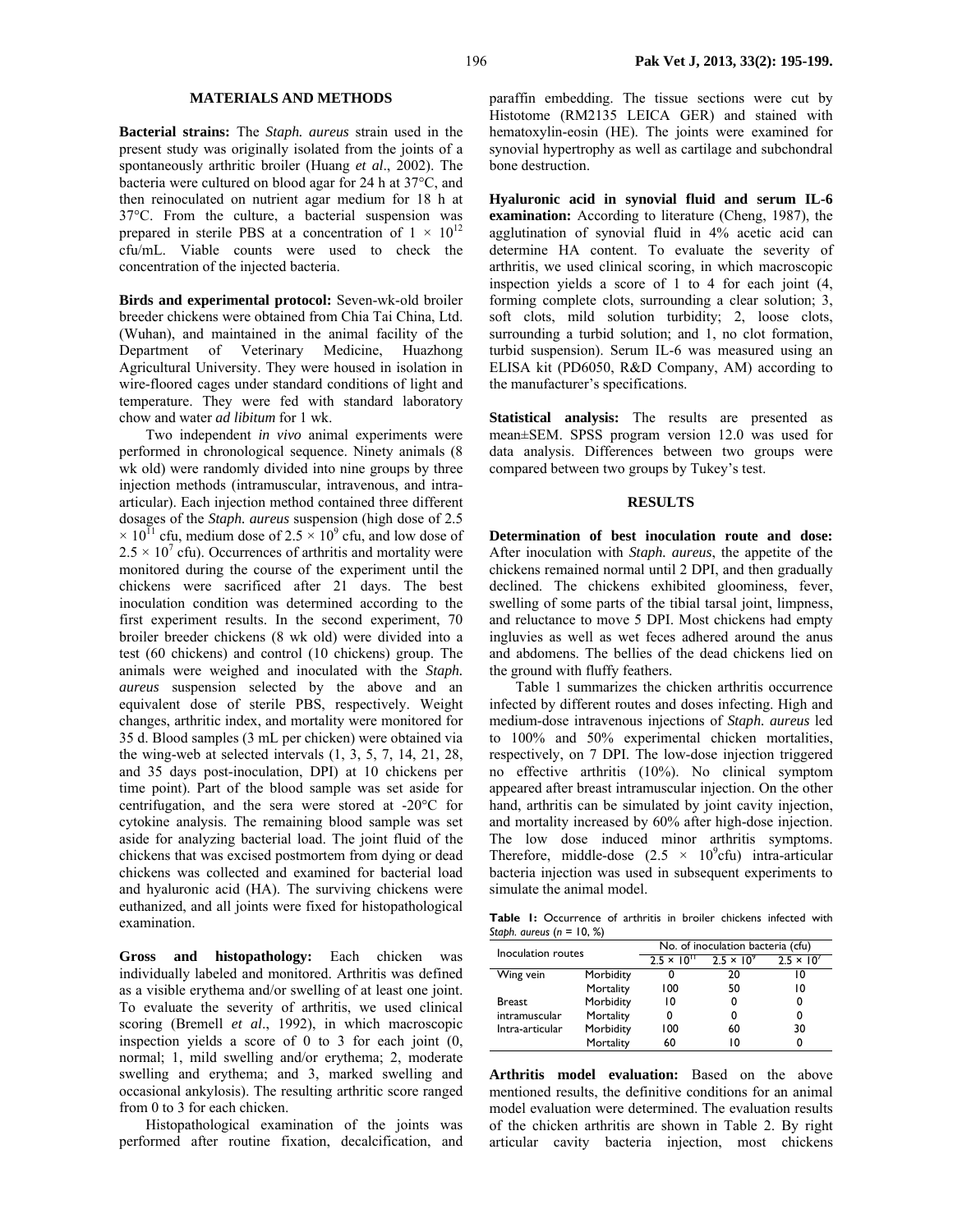## MATERIALS AND METHODS

**Bacterial strains:** The *Staph. aureus* strain used in the present study was originally isolated from the joints of a spontaneously arthritic broiler (Huang *et al*., 2002). The bacteria were cultured on blood agar for 24 h at 37°C, and then reinoculated on nutrient agar medium for 18 h at 37°C. From the culture, a bacterial suspension was prepared in sterile PBS at a concentration of $1 \times 10^{12}$ cfu/mL. Viable counts were used to check the concentration of the injected bacteria.

**Birds and experimental protocol:** Seven-wk-old broiler breeder chickens were obtained from Chia Tai China, Ltd. (Wuhan), and maintained in the animal facility of the Department of Veterinary Medicine, Huazhong Agricultural University. They were housed in isolation in wire-floored cages under standard conditions of light and temperature. They were fed with standard laboratory chow and water *ad libitum* for 1 wk.

Two independent *in vivo* animal experiments were performed in chronological sequence. Ninety animals (8 wk old) were randomly divided into nine groups by three injection methods (intramuscular, intravenous, and intra-articular). Each injection method contained three different dosages of the *Staph. aureus* suspension (high dose of $2.5 \times 10^{11}$ cfu, medium dose of $2.5 \times 10^{9}$ cfu, and low dose of $2.5 \times 10^{7}$ cfu). Occurrences of arthritis and mortality were monitored during the course of the experiment until the chickens were sacrificed after 21 days. The best inoculation condition was determined according to the first experiment results. In the second experiment, 70 broiler breeder chickens (8 wk old) were divided into a test (60 chickens) and control (10 chickens) group. The animals were weighed and inoculated with the *Staph. aureus* suspension selected by the above and an equivalent dose of sterile PBS, respectively. Weight changes, arthritic index, and mortality were monitored for 35 d. Blood samples (3 mL per chicken) were obtained via the wing-web at selected intervals (1, 3, 5, 7, 14, 21, 28, and 35 days post-inoculation, DPI) at 10 chickens per time point). Part of the blood sample was set aside for centrifugation, and the sera were stored at -20°C for cytokine analysis. The remaining blood sample was set aside for analyzing bacterial load. The joint fluid of the chickens that was excised postmortem from dying or dead chickens was collected and examined for bacterial load and hyaluronic acid (HA). The surviving chickens were euthanized, and all joints were fixed for histopathological examination.

**Gross and histopathology:** Each chicken was individually labeled and monitored. Arthritis was defined as a visible erythema and/or swelling of at least one joint. To evaluate the severity of arthritis, we used clinical scoring (Bremell *et al*., 1992), in which macroscopic inspection yields a score of 0 to 3 for each joint (0, normal; 1, mild swelling and/or erythema; 2, moderate swelling and erythema; and 3, marked swelling and occasional ankylosis). The resulting arthritic score ranged from 0 to 3 for each chicken.

Histopathological examination of the joints was performed after routine fixation, decalcification, and paraffin embedding. The tissue sections were cut by Histotome (RM2135 LEICA GER) and stained with hematoxylin-eosin (HE). The joints were examined for synovial hypertrophy as well as cartilage and subchondral bone destruction.

**Hyaluronic acid in synovial fluid and serum IL-6 examination:** According to literature (Cheng, 1987), the agglutination of synovial fluid in 4% acetic acid can determine HA content. To evaluate the severity of arthritis, we used clinical scoring, in which macroscopic inspection yields a score of 1 to 4 for each joint (4, forming complete clots, surrounding a clear solution; 3, soft clots, mild solution turbidity; 2, loose clots, surrounding a turbid solution; and 1, no clot formation, turbid suspension). Serum IL-6 was measured using an ELISA kit (PD6050, R&D Company, AM) according to the manufacturer's specifications.

**Statistical analysis:** The results are presented as mean±SEM. SPSS program version 12.0 was used for data analysis. Differences between two groups were compared between two groups by Tukey's test.

## RESULTS

**Determination of best inoculation route and dose:** After inoculation with *Staph. aureus*, the appetite of the chickens remained normal until 2 DPI, and then gradually declined. The chickens exhibited gloominess, fever, swelling of some parts of the tibial tarsal joint, limpness, and reluctance to move 5 DPI. Most chickens had empty ingluvies as well as wet feces adhered around the anus and abdomens. The bellies of the dead chickens lied on the ground with fluffy feathers.

Table 1 summarizes the chicken arthritis occurrence infected by different routes and doses infecting. High and medium-dose intravenous injections of *Staph. aureus* led to 100% and 50% experimental chicken mortalities, respectively, on 7 DPI. The low-dose injection triggered no effective arthritis (10%). No clinical symptom appeared after breast intramuscular injection. On the other hand, arthritis can be simulated by joint cavity injection, and mortality increased by 60% after high-dose injection. The low dose induced minor arthritis symptoms. Therefore, middle-dose ($2.5 \times 10^{9}$cfu) intra-articular bacteria injection was used in subsequent experiments to simulate the animal model.

**Table 1:** Occurrence of arthritis in broiler chickens infected with *Staph. aureus* (n = 10, %)

| Inoculation routes | | No. of inoculation bacteria (cfu) | | |
|---|---|---|---|---|
| | | $2.5 \times 10^{11}$ | $2.5 \times 10^{9}$ | $2.5 \times 10^{7}$ |
| Wing vein | Morbidity | 0 | 20 | 10 |
| | Mortality | 100 | 50 | 10 |
| Breast intramuscular | Morbidity | 10 | 0 | 0 |
| | Mortality | 0 | 0 | 0 |
| Intra-articular | Morbidity | 100 | 60 | 30 |
| | Mortality | 60 | 10 | 0 |

**Arthritis model evaluation:** Based on the above mentioned results, the definitive conditions for an animal model evaluation were determined. The evaluation results of the chicken arthritis are shown in Table 2. By right articular cavity bacteria injection, most chickens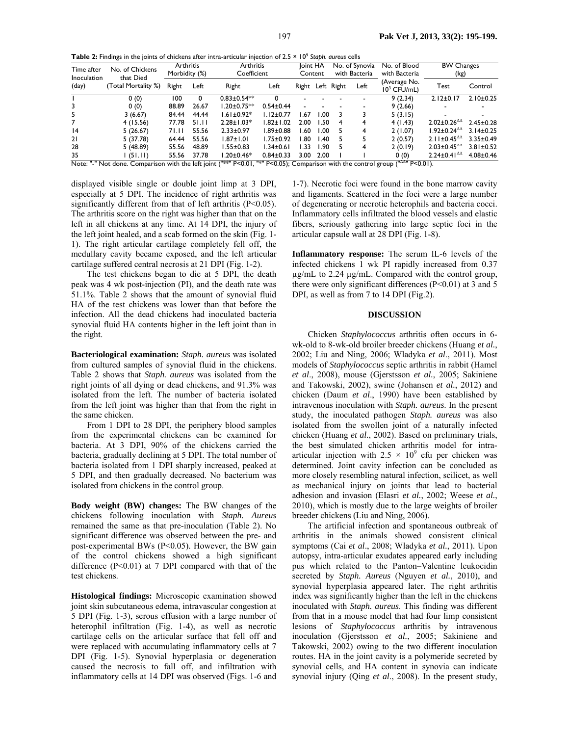**Table 2:** Findings in the joints of chickens after intra-articular injection of 2.5 × $10^9$ *Staph. aureus* cells

| Time after Inoculation (day) | No. of Chickens that Died (Total Mortality %) | Arthritis Morbidity (%) | | Arthritis Coefficient | | Joint HA Content | | No. of Synovia with Bacteria | | No. of Blood with Bacteria (Average No. $10^3$ CFU/mL) | BW Changes (kg) | |
|---|---|---|---|---|---|---|---|---|---|---|---|---|
| | | Right | Left | Right | Left | Right | Left | Right | Left | | Test | Control |
| 1 | 0 (0) | 100 | 0 | 0.83±0.54** | 0 | - | - | - | - | 9 (2.34) | 2.12±0.17 | 2.10±0.25 |
| 3 | 0 (0) | 88.89 | 26.67 | 1.20±0.75** | 0.54±0.44 | - | - | - | - | 9 (2.66) | - | - |
| 5 | 3 (6.67) | 84.44 | 44.44 | 1.61±0.92* | 1.12±0.77 | 1.67 | 1.00 | 3 | 3 | 5 (3.15) | - | - |
| 7 | 4 (15.56) | 77.78 | 51.11 | 2.28±1.03* | 1.82±1.02 | 2.00 | 1.50 | 4 | 4 | 4 (1.43) | 2.02±0.26$^{\Delta\Delta}$ | 2.45±0.28 |
| 14 | 5 (26.67) | 71.11 | 55.56 | 2.33±0.97 | 1.89±0.88 | 1.60 | 1.00 | 5 | 4 | 2 (1.07) | 1.92±0.24$^{\Delta\Delta}$ | 3.14±0.25 |
| 21 | 5 (37.78) | 64.44 | 55.56 | 1.87±1.01 | 1.75±0.92 | 1.80 | 1.40 | 5 | 5 | 2 (0.57) | 2.11±0.45$^{\Delta\Delta}$ | 3.35±0.49 |
| 28 | 5 (48.89) | 55.56 | 48.89 | 1.55±0.83 | 1.34±0.61 | 1.33 | 1.90 | 5 | 4 | 2 (0.19) | 2.03±0.45$^{\Delta\Delta}$ | 3.81±0.52 |
| 35 | 1 (51.11) | 55.56 | 37.78 | 1.20±0.46* | 0.84±0.33 | 3.00 | 2.00 | 1 | 1 | 0 (0) | 2.24±0.41$^{\Delta\Delta}$ | 4.08±0.46 |

Note: "-" Not done. Comparison with the left joint ("**" P<0.01, "*" P<0.05); Comparison with the control group ("$\Delta\Delta$" P<0.01).

displayed visible single or double joint limp at 3 DPI, especially at 5 DPI. The incidence of right arthritis was significantly different from that of left arthritis (P<0.05). The arthritis score on the right was higher than that on the left in all chickens at any time. At 14 DPI, the injury of the left joint healed, and a scab formed on the skin (Fig. 1-1). The right articular cartilage completely fell off, the medullary cavity became exposed, and the left articular cartilage suffered central necrosis at 21 DPI (Fig. 1-2).

The test chickens began to die at 5 DPI, the death peak was 4 wk post-injection (PI), and the death rate was 51.1%. Table 2 shows that the amount of synovial fluid HA of the test chickens was lower than that before the infection. All the dead chickens had inoculated bacteria synovial fluid HA contents higher in the left joint than in the right.

**Bacteriological examination:** *Staph. aureus* was isolated from cultured samples of synovial fluid in the chickens. Table 2 shows that *Staph. aureus* was isolated from the right joints of all dying or dead chickens, and 91.3% was isolated from the left. The number of bacteria isolated from the left joint was higher than that from the right in the same chicken.

From 1 DPI to 28 DPI, the periphery blood samples from the experimental chickens can be examined for bacteria. At 3 DPI, 90% of the chickens carried the bacteria, gradually declining at 5 DPI. The total number of bacteria isolated from 1 DPI sharply increased, peaked at 5 DPI, and then gradually decreased. No bacterium was isolated from chickens in the control group.

**Body weight (BW) changes:** The BW changes of the chickens following inoculation with *Staph. Aureus* remained the same as that pre-inoculation (Table 2). No significant difference was observed between the pre- and post-experimental BWs (P<0.05). However, the BW gain of the control chickens showed a high significant difference (P<0.01) at 7 DPI compared with that of the test chickens.

**Histological findings:** Microscopic examination showed joint skin subcutaneous edema, intravascular congestion at 5 DPI (Fig. 1-3), serous effusion with a large number of heterophil infiltration (Fig. 1-4), as well as necrotic cartilage cells on the articular surface that fell off and were replaced with accumulating inflammatory cells at 7 DPI (Fig. 1-5). Synovial hyperplasia or degeneration caused the necrosis to fall off, and infiltration with inflammatory cells at 14 DPI was observed (Figs. 1-6 and 1-7). Necrotic foci were found in the bone marrow cavity and ligaments. Scattered in the foci were a large number of degenerating or necrotic heterophils and bacteria cocci. Inflammatory cells infiltrated the blood vessels and elastic fibers, seriously gathering into large septic foci in the articular capsule wall at 28 DPI (Fig. 1-8).

**Inflammatory response:** The serum IL-6 levels of the infected chickens 1 wk PI rapidly increased from 0.37 μg/mL to 2.24 μg/mL. Compared with the control group, there were only significant differences (P<0.01) at 3 and 5 DPI, as well as from 7 to 14 DPI (Fig.2).

## DISCUSSION

Chicken *Staphylococcus* arthritis often occurs in 6-wk-old to 8-wk-old broiler breeder chickens (Huang *et al.*, 2002; Liu and Ning, 2006; Wladyka *et al*., 2011). Most models of *Staphylococcus* septic arthritis in rabbit (Hamel *et al*., 2008), mouse (Gjerstsson *et al.*, 2005; Sakiniene and Takowski, 2002), swine (Johansen *et al.*, 2012) and chicken (Daum *et al*., 1990) have been established by intravenous inoculation with *Staph. aureus*. In the present study, the inoculated pathogen *Staph. aureus* was also isolated from the swollen joint of a naturally infected chicken (Huang *et al.*, 2002). Based on preliminary trials, the best simulated chicken arthritis model for intra-articular injection with 2.5 × $10^9$ cfu per chicken was determined. Joint cavity infection can be concluded as more closely resembling natural infection, scilicet, as well as mechanical injury on joints that lead to bacterial adhesion and invasion (EIasri *et al.*, 2002; Weese *et al.*, 2010), which is mostly due to the large weights of broiler breeder chickens (Liu and Ning, 2006).

The artificial infection and spontaneous outbreak of arthritis in the animals showed consistent clinical symptoms (Cai *et al*., 2008; Wladyka *et al.*, 2011). Upon autopsy, intra-articular exudates appeared early including pus which related to the Panton–Valentine leukocidin secreted by *Staph. Aureus* (Nguyen *et al.*, 2010), and synovial hyperplasia appeared later. The right arthritis index was significantly higher than the left in the chickens inoculated with *Staph. aureus*. This finding was different from that in a mouse model that had four limp consistent lesions of *Staphylococcus* arthritis by intravenous inoculation (Gjerstsson *et al.*, 2005; Sakiniene and Takowski, 2002) owing to the two different inoculation routes. HA in the joint cavity is a polymeride secreted by synovial cells, and HA content in synovia can indicate synovial injury (Qing *et al*., 2008). In the present study,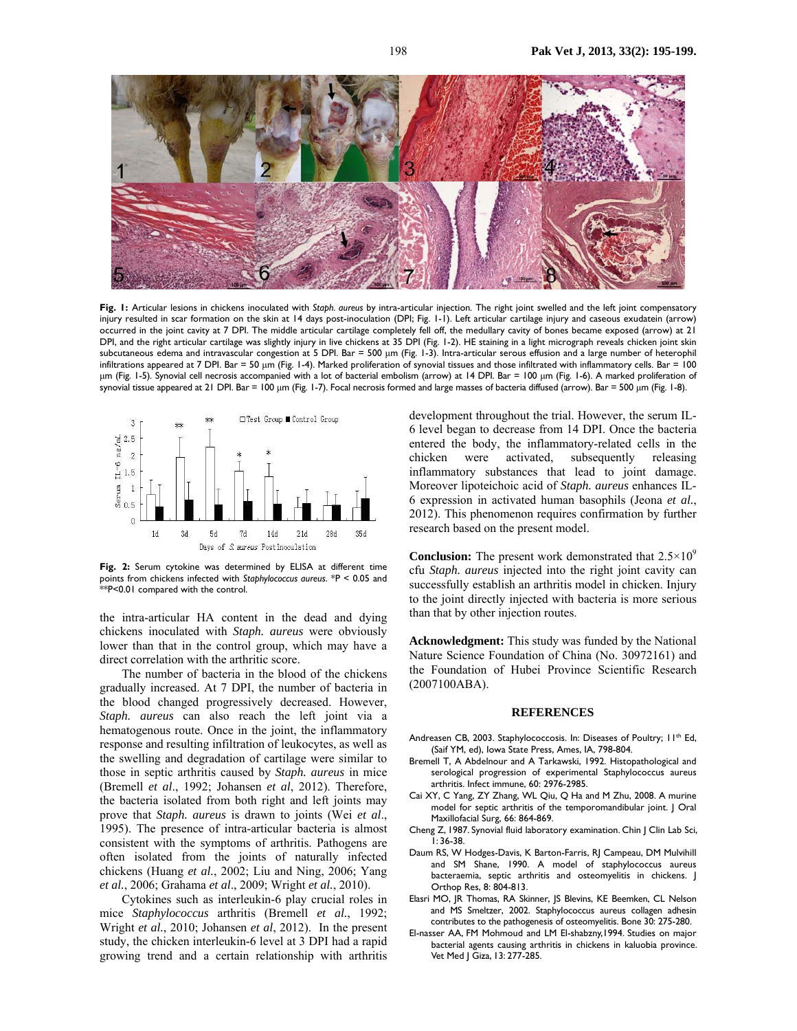**Fig. 1:** Articular lesions in chickens inoculated with *Staph. aureus* by intra-articular injection. The right joint swelled and the left joint compensatory injury resulted in scar formation on the skin at 14 days post-inoculation (DPI; Fig. 1-1). Left articular cartilage injury and caseous exudatein (arrow) occurred in the joint cavity at 7 DPI. The middle articular cartilage completely fell off, the medullary cavity of bones became exposed (arrow) at 21 DPI, and the right articular cartilage was slightly injury in live chickens at 35 DPI (Fig. 1-2). HE staining in a light micrograph reveals chicken joint skin subcutaneous edema and intravascular congestion at 5 DPI. Bar = 500 μm (Fig. 1-3). Intra-articular serous effusion and a large number of heterophil infiltrations appeared at 7 DPI. Bar = 50 μm (Fig. 1-4). Marked proliferation of synovial tissues and those infiltrated with inflammatory cells. Bar = 100 μm (Fig. 1-5). Synovial cell necrosis accompanied with a lot of bacterial embolism (arrow) at 14 DPI. Bar = 100 μm (Fig. 1-6). A marked proliferation of synovial tissue appeared at 21 DPI. Bar = 100 μm (Fig. 1-7). Focal necrosis formed and large masses of bacteria diffused (arrow). Bar = 500 μm (Fig. 1-8).

□Test Group ■Control Group

Serum IL-6 ng/mL

3
2.5
2
1.5
1
0.5
0

** ** * *

1d 3d 5d 7d 14d 21d 28d 35d

Days of *S. aureus* Postinoculation

**Fig. 2:** Serum cytokine was determined by ELISA at different time points from chickens infected with *Staphylococcus aureus*. *P < 0.05 and **P<0.01 compared with the control.

the intra-articular HA content in the dead and dying chickens inoculated with *Staph. aureus* were obviously lower than that in the control group, which may have a direct correlation with the arthritic score.

The number of bacteria in the blood of the chickens gradually increased. At 7 DPI, the number of bacteria in the blood changed progressively decreased. However, *Staph. aureus* can also reach the left joint via a hematogenous route. Once in the joint, the inflammatory response and resulting infiltration of leukocytes, as well as the swelling and degradation of cartilage were similar to those in septic arthritis caused by *Staph. aureus* in mice (Bremell *et al*., 1992; Johansen *et al*, 2012). Therefore, the bacteria isolated from both right and left joints may prove that *Staph. aureus* is drawn to joints (Wei *et al*., 1995). The presence of intra-articular bacteria is almost consistent with the symptoms of arthritis. Pathogens are often isolated from the joints of naturally infected chickens (Huang *et al.*, 2002; Liu and Ning, 2006; Yang *et al.*, 2006; Grahama *et al*., 2009; Wright *et al.*, 2010).

Cytokines such as interleukin-6 play crucial roles in mice *Staphylococcus* arthritis (Bremell *et al.*, 1992; Wright *et al.*, 2010; Johansen *et al*, 2012). In the present study, the chicken interleukin-6 level at 3 DPI had a rapid growing trend and a certain relationship with arthritis development throughout the trial. However, the serum IL-6 level began to decrease from 14 DPI. Once the bacteria entered the body, the inflammatory-related cells in the chicken were activated, subsequently releasing inflammatory substances that lead to joint damage. Moreover lipoteichoic acid of *Staph. aureus* enhances IL-6 expression in activated human basophils (Jeona *et al.*, 2012). This phenomenon requires confirmation by further research based on the present model.

**Conclusion:** The present work demonstrated that $2.5\times10^9$ cfu *Staph. aureus* injected into the right joint cavity can successfully establish an arthritis model in chicken. Injury to the joint directly injected with bacteria is more serious than that by other injection routes.

**Acknowledgment:** This study was funded by the National Nature Science Foundation of China (No. 30972161) and the Foundation of Hubei Province Scientific Research (2007100ABA).

## REFERENCES

Andreasen CB, 2003. Staphylococcosis. In: Diseases of Poultry; 11th Ed, (Saif YM, ed), Iowa State Press, Ames, IA, 798-804.

Bremell T, A Abdelnour and A Tarkawski, 1992. Histopathological and serological progression of experimental Staphylococcus aureus arthritis. Infect immune, 60: 2976-2985.

Cai XY, C Yang, ZY Zhang, WL Qiu, Q Ha and M Zhu, 2008. A murine model for septic arthritis of the temporomandibular joint. J Oral Maxillofacial Surg, 66: 864-869.

Cheng Z, 1987. Synovial fluid laboratory examination. Chin J Clin Lab Sci, 1: 36-38.

Daum RS, W Hodges-Davis, K Barton-Farris, RJ Campeau, DM Mulvihill and SM Shane, 1990. A model of staphylococcus aureus bacteraemia, septic arthritis and osteomyelitis in chickens. J Orthop Res, 8: 804-813.

Elasri MO, JR Thomas, RA Skinner, JS Blevins, KE Beemken, CL Nelson and MS Smeltzer, 2002. Staphylococcus aureus collagen adhesin contributes to the pathogenesis of osteomyelitis. Bone 30: 275-280.

El-nasser AA, FM Mohmoud and LM El-shabzny,1994. Studies on major bacterial agents causing arthritis in chickens in kaluobia province. Vet Med J Giza, 13: 277-285.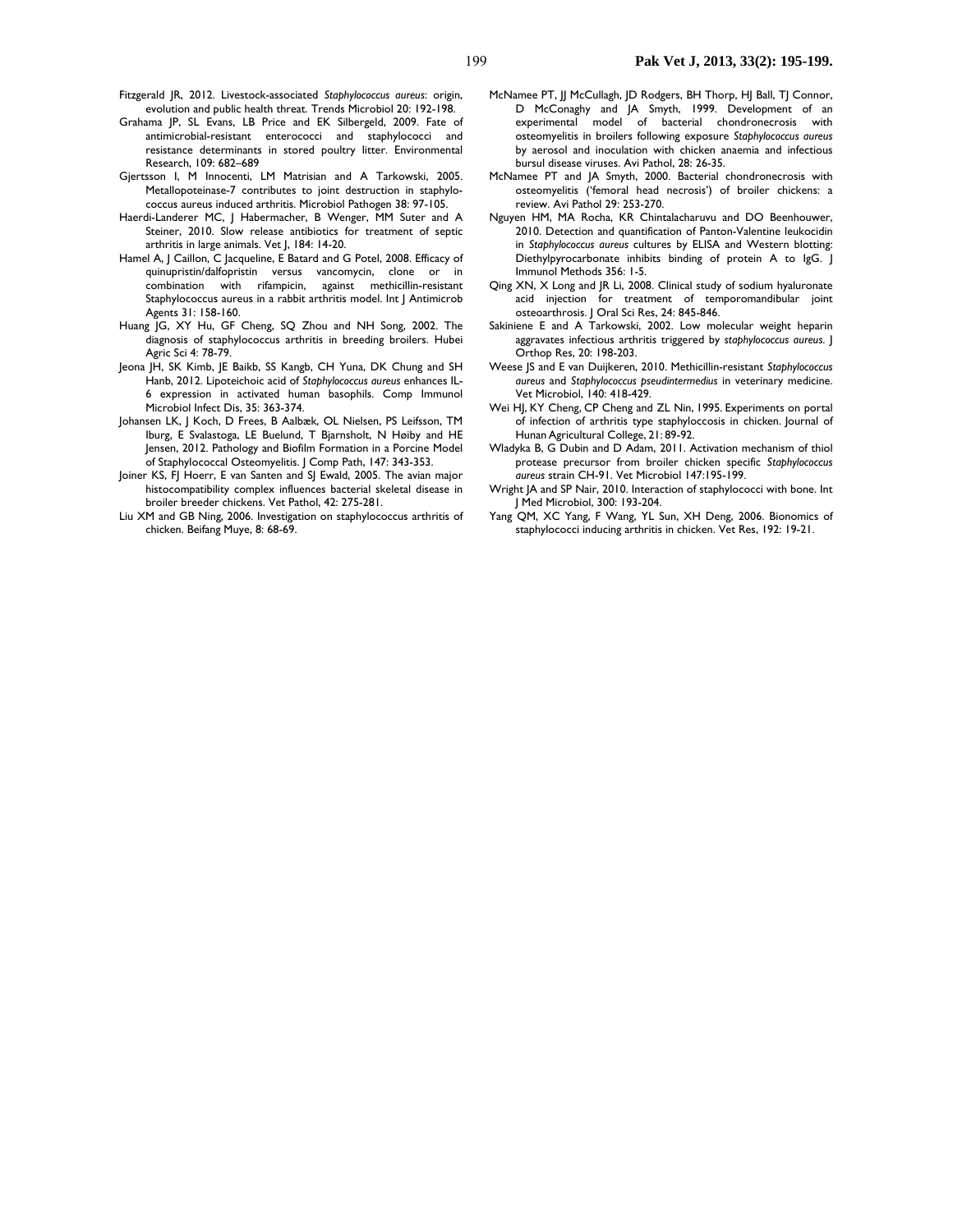Fitzgerald JR, 2012. Livestock-associated *Staphylococcus aureus*: origin, evolution and public health threat. Trends Microbiol 20: 192-198.

Grahama JP, SL Evans, LB Price and EK Silbergeld, 2009. Fate of antimicrobial-resistant enterococci and staphylococci and resistance determinants in stored poultry litter. Environmental Research, 109: 682–689

Gjertsson I, M Innocenti, LM Matrisian and A Tarkowski, 2005. Metallopoteinase-7 contributes to joint destruction in staphylococcus aureus induced arthritis. Microbiol Pathogen 38: 97-105.

Haerdi-Landerer MC, J Habermacher, B Wenger, MM Suter and A Steiner, 2010. Slow release antibiotics for treatment of septic arthritis in large animals. Vet J, 184: 14-20.

Hamel A, J Caillon, C Jacqueline, E Batard and G Potel, 2008. Efficacy of quinupristin/dalfopristin versus vancomycin, clone or in combination with rifampicin, against methicillin-resistant Staphylococcus aureus in a rabbit arthritis model. Int J Antimicrob Agents 31: 158-160.

Huang JG, XY Hu, GF Cheng, SQ Zhou and NH Song, 2002. The diagnosis of staphylococcus arthritis in breeding broilers. Hubei Agric Sci 4: 78-79.

Jeona JH, SK Kimb, JE Baikb, SS Kangb, CH Yuna, DK Chung and SH Hanb, 2012. Lipoteichoic acid of *Staphylococcus aureus* enhances IL-6 expression in activated human basophils. Comp Immunol Microbiol Infect Dis, 35: 363-374.

Johansen LK, J Koch, D Frees, B Aalbæk, OL Nielsen, PS Leifsson, TM Iburg, E Svalastoga, LE Buelund, T Bjarnsholt, N Høiby and HE Jensen, 2012. Pathology and Biofilm Formation in a Porcine Model of Staphylococcal Osteomyelitis. J Comp Path, 147: 343-353.

Joiner KS, FJ Hoerr, E van Santen and SJ Ewald, 2005. The avian major histocompatibility complex influences bacterial skeletal disease in broiler breeder chickens. Vet Pathol, 42: 275-281.

Liu XM and GB Ning, 2006. Investigation on staphylococcus arthritis of chicken. Beifang Muye, 8: 68-69.

McNamee PT, JJ McCullagh, JD Rodgers, BH Thorp, HJ Ball, TJ Connor, D McConaghy and JA Smyth, 1999. Development of an experimental model of bacterial chondronecrosis with osteomyelitis in broilers following exposure *Staphylococcus aureus* by aerosol and inoculation with chicken anaemia and infectious bursul disease viruses. Avi Pathol, 28: 26-35.

McNamee PT and JA Smyth, 2000. Bacterial chondronecrosis with osteomyelitis ('femoral head necrosis') of broiler chickens: a review. Avi Pathol 29: 253-270.

Nguyen HM, MA Rocha, KR Chintalacharuvu and DO Beenhouwer, 2010. Detection and quantification of Panton-Valentine leukocidin in *Staphylococcus aureus* cultures by ELISA and Western blotting: Diethylpyrocarbonate inhibits binding of protein A to IgG. J Immunol Methods 356: 1-5.

Qing XN, X Long and JR Li, 2008. Clinical study of sodium hyaluronate acid injection for treatment of temporomandibular joint osteoarthrosis. J Oral Sci Res, 24: 845-846.

Sakiniene E and A Tarkowski, 2002. Low molecular weight heparin aggravates infectious arthritis triggered by *staphylococcus aureus*. J Orthop Res, 20: 198-203.

Weese JS and E van Duijkeren, 2010. Methicillin-resistant *Staphylococcus aureus* and *Staphylococcus pseudintermedius* in veterinary medicine. Vet Microbiol, 140: 418-429.

Wei HJ, KY Cheng, CP Cheng and ZL Nin, 1995. Experiments on portal of infection of arthritis type staphyloccosis in chicken. Journal of Hunan Agricultural College, 21: 89-92.

Wladyka B, G Dubin and D Adam, 2011. Activation mechanism of thiol protease precursor from broiler chicken specific *Staphylococcus aureus* strain CH-91. Vet Microbiol 147:195-199.

Wright JA and SP Nair, 2010. Interaction of staphylococci with bone. Int J Med Microbiol, 300: 193-204.

Yang QM, XC Yang, F Wang, YL Sun, XH Deng, 2006. Bionomics of staphylococci inducing arthritis in chicken. Vet Res, 192: 19-21.